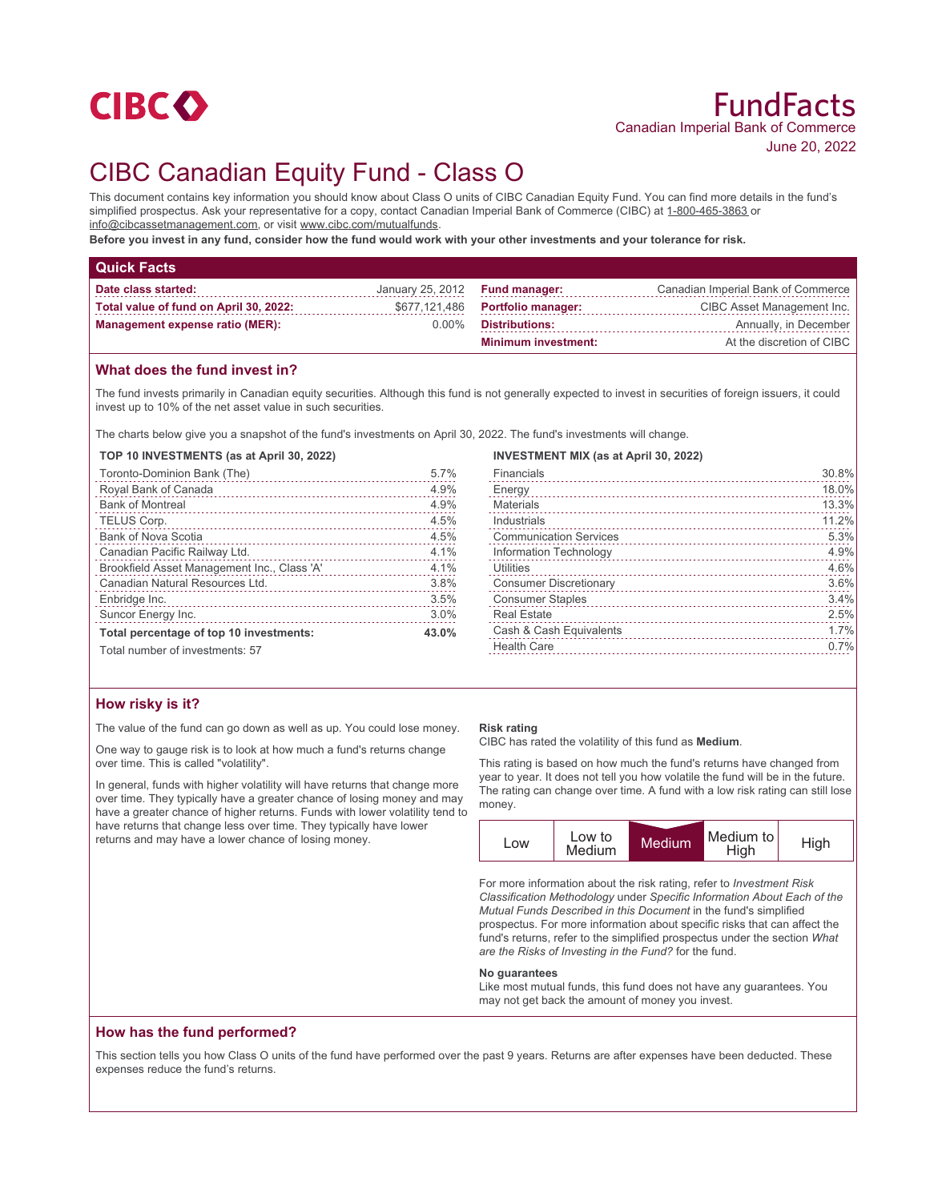CIBC

# FundFacts

Canadian Imperial Bank of Commerce

June 20, 2022

# CIBC Canadian Equity Fund - Class O

This document contains key information you should know about Class O units of CIBC Canadian Equity Fund. You can find more details in the fund's simplified prospectus. Ask your representative for a copy, contact Canadian Imperial Bank of Commerce (CIBC) at 1-800-465-3863 or info@cibcassetmanagement.com, or visit www.cibc.com/mutualfunds.

**Before you invest in any fund, consider how the fund would work with your other investments and your tolerance for risk.**

## Quick Facts

| | | | |
|---|---|---|---|
| **Date class started:** | January 25, 2012 | **Fund manager:** | Canadian Imperial Bank of Commerce |
| **Total value of fund on April 30, 2022:** | $677,121,486 | **Portfolio manager:** | CIBC Asset Management Inc. |
| **Management expense ratio (MER):** | 0.00% | **Distributions:** | Annually, in December |
| | | **Minimum investment:** | At the discretion of CIBC |

## What does the fund invest in?

The fund invests primarily in Canadian equity securities. Although this fund is not generally expected to invest in securities of foreign issuers, it could invest up to 10% of the net asset value in such securities.

The charts below give you a snapshot of the fund's investments on April 30, 2022. The fund's investments will change.

**TOP 10 INVESTMENTS (as at April 30, 2022)**

| | |
|---|---|
| Toronto-Dominion Bank (The) | 5.7% |
| Royal Bank of Canada | 4.9% |
| Bank of Montreal | 4.9% |
| TELUS Corp. | 4.5% |
| Bank of Nova Scotia | 4.5% |
| Canadian Pacific Railway Ltd. | 4.1% |
| Brookfield Asset Management Inc., Class 'A' | 4.1% |
| Canadian Natural Resources Ltd. | 3.8% |
| Enbridge Inc. | 3.5% |
| Suncor Energy Inc. | 3.0% |
| **Total percentage of top 10 investments:** | **43.0%** |

Total number of investments: 57

**INVESTMENT MIX (as at April 30, 2022)**

| | |
|---|---|
| Financials | 30.8% |
| Energy | 18.0% |
| Materials | 13.3% |
| Industrials | 11.2% |
| Communication Services | 5.3% |
| Information Technology | 4.9% |
| Utilities | 4.6% |
| Consumer Discretionary | 3.6% |
| Consumer Staples | 3.4% |
| Real Estate | 2.5% |
| Cash & Cash Equivalents | 1.7% |
| Health Care | 0.7% |

## How risky is it?

The value of the fund can go down as well as up. You could lose money.

One way to gauge risk is to look at how much a fund's returns change over time. This is called "volatility".

In general, funds with higher volatility will have returns that change more over time. They typically have a greater chance of losing money and may have a greater chance of higher returns. Funds with lower volatility tend to have returns that change less over time. They typically have lower returns and may have a lower chance of losing money.

**Risk rating**

CIBC has rated the volatility of this fund as **Medium**.

This rating is based on how much the fund's returns have changed from year to year. It does not tell you how volatile the fund will be in the future. The rating can change over time. A fund with a low risk rating can still lose money.

| Low | Low to Medium | **Medium** | Medium to High | High |
|---|---|---|---|---|

For more information about the risk rating, refer to *Investment Risk Classification Methodology* under *Specific Information About Each of the Mutual Funds Described in this Document* in the fund's simplified prospectus. For more information about specific risks that can affect the fund's returns, refer to the simplified prospectus under the section *What are the Risks of Investing in the Fund?* for the fund.

**No guarantees**

Like most mutual funds, this fund does not have any guarantees. You may not get back the amount of money you invest.

## How has the fund performed?

This section tells you how Class O units of the fund have performed over the past 9 years. Returns are after expenses have been deducted. These expenses reduce the fund's returns.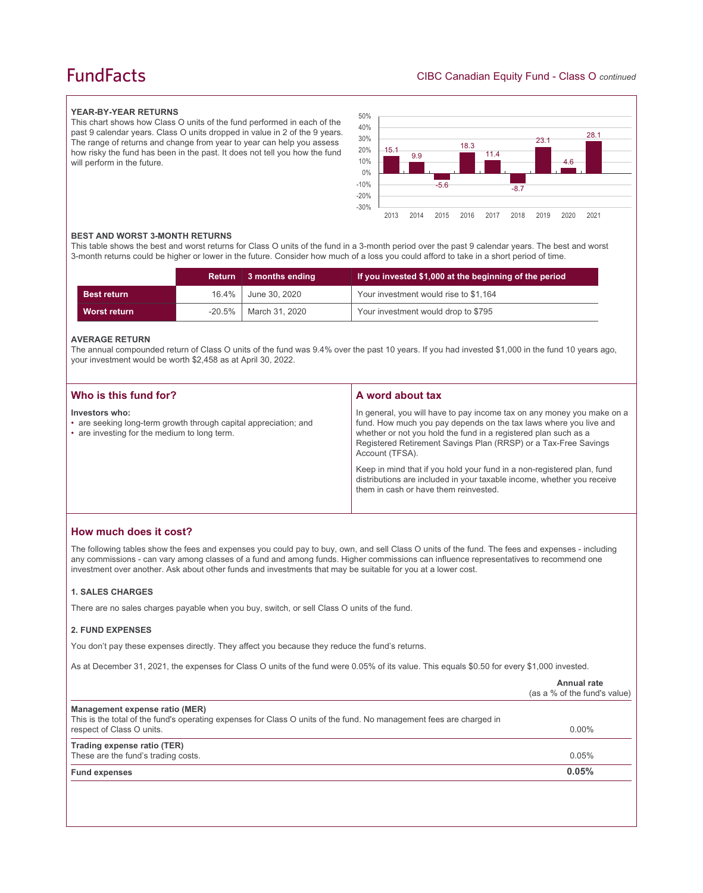## YEAR-BY-YEAR RETURNS

This chart shows how Class O units of the fund performed in each of the past 9 calendar years. Class O units dropped in value in 2 of the 9 years. The range of returns and change from year to year can help you assess how risky the fund has been in the past. It does not tell you how the fund will perform in the future.

| Year | 2013 | 2014 | 2015 | 2016 | 2017 | 2018 | 2019 | 2020 | 2021 |
|---|---|---|---|---|---|---|---|---|---|
| Return (%) | 15.1 | 9.9 | -5.6 | 18.3 | 11.4 | -8.7 | 23.1 | 4.6 | 28.1 |

## BEST AND WORST 3-MONTH RETURNS

This table shows the best and worst returns for Class O units of the fund in a 3-month period over the past 9 calendar years. The best and worst 3-month returns could be higher or lower in the future. Consider how much of a loss you could afford to take in a short period of time.

| | Return | 3 months ending | If you invested $1,000 at the beginning of the period |
|---|---|---|---|
| **Best return** | 16.4% | June 30, 2020 | Your investment would rise to $1,164 |
| **Worst return** | -20.5% | March 31, 2020 | Your investment would drop to $795 |

## AVERAGE RETURN

The annual compounded return of Class O units of the fund was 9.4% over the past 10 years. If you had invested $1,000 in the fund 10 years ago, your investment would be worth $2,458 as at April 30, 2022.

## Who is this fund for?

**Investors who:**

- are seeking long-term growth through capital appreciation; and
- are investing for the medium to long term.

## A word about tax

In general, you will have to pay income tax on any money you make on a fund. How much you pay depends on the tax laws where you live and whether or not you hold the fund in a registered plan such as a Registered Retirement Savings Plan (RRSP) or a Tax-Free Savings Account (TFSA).

Keep in mind that if you hold your fund in a non-registered plan, fund distributions are included in your taxable income, whether you receive them in cash or have them reinvested.

## How much does it cost?

The following tables show the fees and expenses you could pay to buy, own, and sell Class O units of the fund. The fees and expenses - including any commissions - can vary among classes of a fund and among funds. Higher commissions can influence representatives to recommend one investment over another. Ask about other funds and investments that may be suitable for you at a lower cost.

### 1. SALES CHARGES

There are no sales charges payable when you buy, switch, or sell Class O units of the fund.

### 2. FUND EXPENSES

You don't pay these expenses directly. They affect you because they reduce the fund's returns.

As at December 31, 2021, the expenses for Class O units of the fund were 0.05% of its value. This equals $0.50 for every $1,000 invested.

| | Annual rate (as a % of the fund's value) |
|---|---|
| **Management expense ratio (MER)** This is the total of the fund's operating expenses for Class O units of the fund. No management fees are charged in respect of Class O units. | 0.00% |
| **Trading expense ratio (TER)** These are the fund's trading costs. | 0.05% |
| **Fund expenses** | **0.05%** |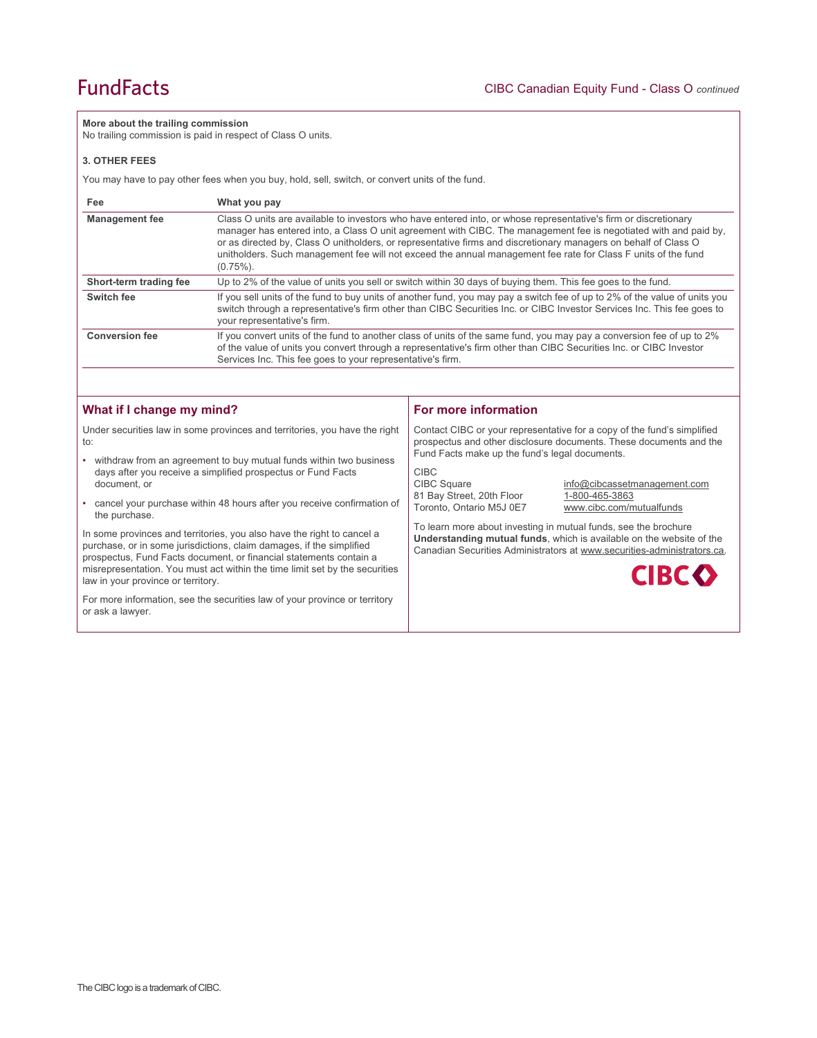**More about the trailing commission**

No trailing commission is paid in respect of Class O units.

**3. OTHER FEES**

You may have to pay other fees when you buy, hold, sell, switch, or convert units of the fund.

| Fee | What you pay |
|---|---|
| **Management fee** | Class O units are available to investors who have entered into, or whose representative's firm or discretionary manager has entered into, a Class O unit agreement with CIBC. The management fee is negotiated with and paid by, or as directed by, Class O unitholders, or representative firms and discretionary managers on behalf of Class O unitholders. Such management fee will not exceed the annual management fee rate for Class F units of the fund (0.75%). |
| **Short-term trading fee** | Up to 2% of the value of units you sell or switch within 30 days of buying them. This fee goes to the fund. |
| **Switch fee** | If you sell units of the fund to buy units of another fund, you may pay a switch fee of up to 2% of the value of units you switch through a representative's firm other than CIBC Securities Inc. or CIBC Investor Services Inc. This fee goes to your representative's firm. |
| **Conversion fee** | If you convert units of the fund to another class of units of the same fund, you may pay a conversion fee of up to 2% of the value of units you convert through a representative's firm other than CIBC Securities Inc. or CIBC Investor Services Inc. This fee goes to your representative's firm. |

## What if I change my mind?

Under securities law in some provinces and territories, you have the right to:

- withdraw from an agreement to buy mutual funds within two business days after you receive a simplified prospectus or Fund Facts document, or
- cancel your purchase within 48 hours after you receive confirmation of the purchase.

In some provinces and territories, you also have the right to cancel a purchase, or in some jurisdictions, claim damages, if the simplified prospectus, Fund Facts document, or financial statements contain a misrepresentation. You must act within the time limit set by the securities law in your province or territory.

For more information, see the securities law of your province or territory or ask a lawyer.

## For more information

Contact CIBC or your representative for a copy of the fund's simplified prospectus and other disclosure documents. These documents and the Fund Facts make up the fund's legal documents.

CIBC
CIBC Square
81 Bay Street, 20th Floor
Toronto, Ontario M5J 0E7

info@cibcassetmanagement.com
1-800-465-3863
www.cibc.com/mutualfunds

To learn more about investing in mutual funds, see the brochure **Understanding mutual funds**, which is available on the website of the Canadian Securities Administrators at www.securities-administrators.ca.

The CIBC logo is a trademark of CIBC.